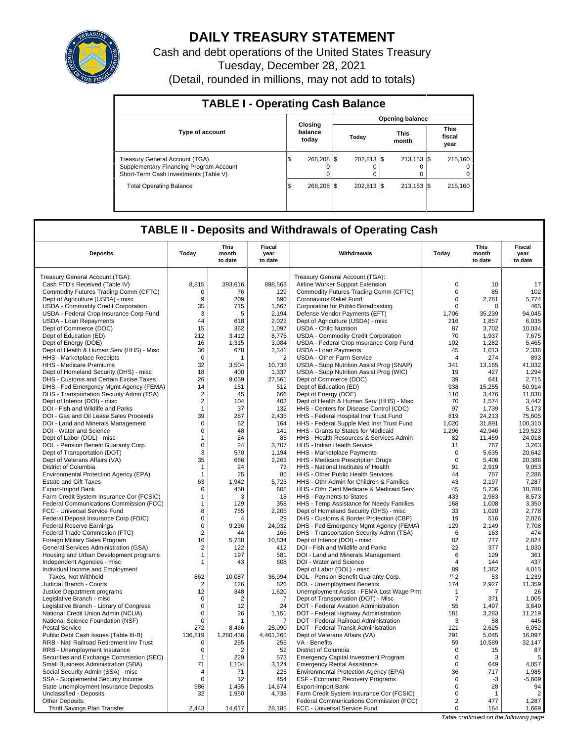# DAILY TREASURY STATEMENT

Cash and debt operations of the United States Treasury

Tuesday, December 28, 2021

(Detail, rounded in millions, may not add to totals)

## TABLE I - Operating Cash Balance

| Type of account | Closing balance today | Opening balance Today | Opening balance This month | Opening balance This fiscal year |
|---|---|---|---|---|
| Treasury General Account (TGA) | $ 268,208 | $ 202,813 | $ 213,153 | $ 215,160 |
| Supplementary Financing Program Account | 0 | 0 | 0 | 0 |
| Short-Term Cash Investments (Table V) | 0 | 0 | 0 | 0 |
| Total Operating Balance | $ 268,208 | $ 202,813 | $ 213,153 | $ 215,160 |

## TABLE II - Deposits and Withdrawals of Operating Cash

| Deposits | Today | This month to date | Fiscal year to date | Withdrawals | Today | This month to date | Fiscal year to date |
|---|---|---|---|---|---|---|---|
| Treasury General Account (TGA): | | | | Treasury General Account (TGA): | | | |
| Cash FTD's Received (Table IV) | 8,815 | 393,616 | 898,563 | Airline Worker Support Extension | 0 | 10 | 17 |
| Commodity Futures Trading Comm (CFTC) | 0 | 76 | 129 | Commodity Futures Trading Comm (CFTC) | 0 | 85 | 102 |
| Dept of Agriculture (USDA) - misc | 9 | 209 | 690 | Coronavirus Relief Fund | 0 | 2,761 | 5,774 |
| USDA - Commodity Credit Corporation | 35 | 715 | 1,667 | Corporation for Public Broadcasting | 0 | 0 | 465 |
| USDA - Federal Crop Insurance Corp Fund | 3 | 5 | 2,194 | Defense Vendor Payments (EFT) | 1,706 | 35,239 | 94,045 |
| USDA - Loan Repayments | 44 | 618 | 2,022 | Dept of Agriculture (USDA) - misc | 216 | 1,857 | 6,035 |
| Dept of Commerce (DOC) | 15 | 362 | 1,097 | USDA - Child Nutrition | 87 | 3,702 | 10,034 |
| Dept of Education (ED) | 212 | 3,412 | 8,775 | USDA - Commodity Credit Corporation | 70 | 1,937 | 7,675 |
| Dept of Energy (DOE) | 16 | 1,315 | 3,084 | USDA - Federal Crop Insurance Corp Fund | 102 | 1,282 | 5,465 |
| Dept of Health & Human Serv (HHS) - Misc | 36 | 678 | 2,341 | USDA - Loan Payments | 45 | 1,013 | 2,336 |
| HHS - Marketplace Receipts | 0 | 1 | 2 | USDA - Other Farm Service | 4 | 274 | 893 |
| HHS - Medicare Premiums | 32 | 3,504 | 10,735 | USDA - Supp Nutrition Assist Prog (SNAP) | 341 | 13,165 | 41,032 |
| Dept of Homeland Security (DHS) - misc | 18 | 400 | 1,337 | USDA - Supp Nutrition Assist Prog (WIC) | 19 | 427 | 1,294 |
| DHS - Customs and Certain Excise Taxes | 26 | 9,059 | 27,561 | Dept of Commerce (DOC) | 39 | 641 | 2,715 |
| DHS - Fed Emergency Mgmt Agency (FEMA) | 14 | 151 | 512 | Dept of Education (ED) | 938 | 15,255 | 50,914 |
| DHS - Transportation Security Admn (TSA) | 2 | 45 | 666 | Dept of Energy (DOE) | 110 | 3,476 | 11,038 |
| Dept of Interior (DOI) - misc | 2 | 104 | 403 | Dept of Health & Human Serv (HHS) - Misc | 70 | 1,574 | 3,442 |
| DOI - Fish and Wildlife and Parks | 1 | 37 | 132 | HHS - Centers for Disease Control (CDC) | 97 | 1,739 | 5,173 |
| DOI - Gas and Oil Lease Sales Proceeds | 39 | 287 | 2,435 | HHS - Federal Hospital Insr Trust Fund | 819 | 24,213 | 75,605 |
| DOI - Land and Minerals Management | 0 | 62 | 164 | HHS - Federal Supple Med Insr Trust Fund | 1,020 | 31,891 | 100,310 |
| DOI - Water and Science | 0 | 48 | 141 | HHS - Grants to States for Medicaid | 1,296 | 42,946 | 129,523 |
| Dept of Labor (DOL) - misc | 1 | 24 | 85 | HHS - Health Resources & Services Admin | 82 | 11,459 | 24,018 |
| DOL - Pension Benefit Guaranty Corp. | 0 | 24 | 3,707 | HHS - Indian Health Service | 11 | 767 | 3,263 |
| Dept of Transportation (DOT) | 3 | 570 | 1,194 | HHS - Marketplace Payments | 0 | 5,635 | 20,642 |
| Dept of Veterans Affairs (VA) | 35 | 686 | 2,263 | HHS - Medicare Prescription Drugs | 0 | 5,406 | 20,386 |
| District of Columbia | 1 | 24 | 73 | HHS - National Institutes of Health | 91 | 2,919 | 9,053 |
| Environmental Protection Agency (EPA) | 1 | 25 | 85 | HHS - Other Public Health Services | 44 | 787 | 2,286 |
| Estate and Gift Taxes | 63 | 1,942 | 5,723 | HHS - Othr Admin for Children & Families | 43 | 2,197 | 7,287 |
| Export-Import Bank | 0 | 458 | 608 | HHS - Othr Cent Medicare & Medicaid Serv | 45 | 5,736 | 10,788 |
| Farm Credit System Insurance Cor (FCSIC) | 1 | 3 | 18 | HHS - Payments to States | 433 | 2,983 | 8,573 |
| Federal Communications Commission (FCC) | 1 | 129 | 358 | HHS - Temp Assistance for Needy Families | 168 | 1,008 | 3,350 |
| FCC - Universal Service Fund | 8 | 755 | 2,205 | Dept of Homeland Security (DHS) - misc | 33 | 1,020 | 2,778 |
| Federal Deposit Insurance Corp (FDIC) | 0 | 4 | 29 | DHS - Customs & Border Protection (CBP) | 19 | 516 | 2,026 |
| Federal Reserve Earnings | 0 | 9,236 | 24,032 | DHS - Fed Emergency Mgmt Agency (FEMA) | 129 | 2,149 | 7,708 |
| Federal Trade Commission (FTC) | 2 | 44 | 166 | DHS - Transportation Security Admn (TSA) | 6 | 163 | 474 |
| Foreign Military Sales Program | 16 | 5,738 | 10,834 | Dept of Interior (DOI) - misc | 82 | 777 | 2,824 |
| General Services Administration (GSA) | 2 | 122 | 412 | DOI - Fish and Wildlife and Parks | 22 | 377 | 1,030 |
| Housing and Urban Development programs | 1 | 197 | 581 | DOI - Land and Minerals Management | 6 | 129 | 361 |
| Independent Agencies - misc | 1 | 43 | 608 | DOI - Water and Science | 4 | 144 | 437 |
| Individual Income and Employment | | | | Dept of Labor (DOL) - misc | 89 | 1,362 | 4,015 |
| Taxes, Not Withheld | 862 | 10,087 | 36,994 | DOL - Pension Benefit Guaranty Corp. | 1/-2 | 53 | 1,239 |
| Judicial Branch - Courts | 2 | 126 | 826 | DOL - Unemployment Benefits | 174 | 2,927 | 11,359 |
| Justice Department programs | 12 | 348 | 1,620 | Unemployment Assist - FEMA Lost Wage Pmt | 1 | 7 | 26 |
| Legislative Branch - misc | 0 | 2 | 7 | Dept of Transportation (DOT) - Misc | 7 | 371 | 1,005 |
| Legislative Branch - Library of Congress | 0 | 12 | 24 | DOT - Federal Aviation Administration | 55 | 1,497 | 3,649 |
| National Credit Union Admin (NCUA) | 0 | 26 | 1,151 | DOT - Federal Highway Administration | 181 | 3,283 | 11,219 |
| National Science Foundation (NSF) | 0 | 1 | 7 | DOT - Federal Railroad Administration | 3 | 58 | 445 |
| Postal Service | 272 | 8,466 | 25,090 | DOT - Federal Transit Administration | 121 | 2,625 | 6,052 |
| Public Debt Cash Issues (Table III-B) | 136,819 | 1,260,436 | 4,461,265 | Dept of Veterans Affairs (VA) | 291 | 5,045 | 16,097 |
| RRB - Natl Railroad Retirement Inv Trust | 0 | 255 | 255 | VA - Benefits | 59 | 10,589 | 32,147 |
| RRB - Unemployment Insurance | 0 | 2 | 52 | District of Columbia | 0 | 15 | 87 |
| Securities and Exchange Commission (SEC) | 1 | 229 | 573 | Emergency Capital Investment Program | 0 | 3 | 5 |
| Small Business Administration (SBA) | 71 | 1,104 | 3,124 | Emergency Rental Assistance | 0 | 649 | 4,057 |
| Social Security Admin (SSA) - misc | 4 | 71 | 225 | Environmental Protection Agency (EPA) | 36 | 717 | 1,985 |
| SSA - Supplemental Security Income | 0 | 12 | 454 | ESF - Economic Recovery Programs | 0 | -3 | -5,609 |
| State Unemployment Insurance Deposits | 986 | 1,435 | 14,674 | Export-Import Bank | 0 | 28 | 94 |
| Unclassified - Deposits | 32 | 1,950 | 4,738 | Farm Credit System Insurance Cor (FCSIC) | 0 | 1 | 2 |
| Other Deposits: | | | | Federal Communications Commission (FCC) | 2 | 477 | 1,287 |
| Thrift Savings Plan Transfer | 2,443 | 14,617 | 28,185 | FCC - Universal Service Fund | 0 | 164 | 1,669 |

*Table continued on the following page*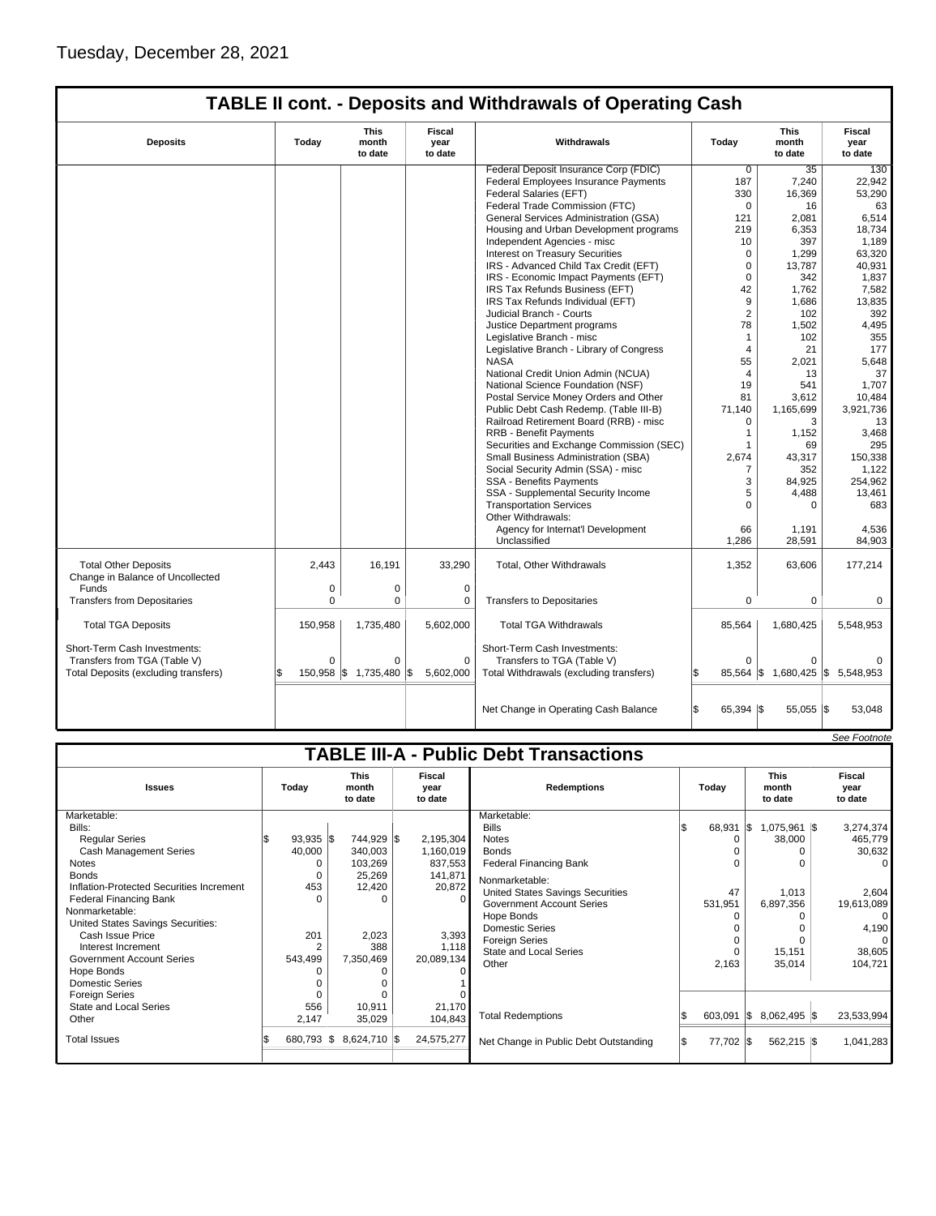Tuesday, December 28, 2021

## TABLE II cont. - Deposits and Withdrawals of Operating Cash

| Deposits | Today | This month to date | Fiscal year to date | Withdrawals | Today | This month to date | Fiscal year to date |
|---|---|---|---|---|---|---|---|
| | | | | Federal Deposit Insurance Corp (FDIC) | 0 | 35 | 130 |
| | | | | Federal Employees Insurance Payments | 187 | 7,240 | 22,942 |
| | | | | Federal Salaries (EFT) | 330 | 16,369 | 53,290 |
| | | | | Federal Trade Commission (FTC) | 0 | 16 | 63 |
| | | | | General Services Administration (GSA) | 121 | 2,081 | 6,514 |
| | | | | Housing and Urban Development programs | 219 | 6,353 | 18,734 |
| | | | | Independent Agencies - misc | 10 | 397 | 1,189 |
| | | | | Interest on Treasury Securities | 0 | 1,299 | 63,320 |
| | | | | IRS - Advanced Child Tax Credit (EFT) | 0 | 13,787 | 40,931 |
| | | | | IRS - Economic Impact Payments (EFT) | 0 | 342 | 1,837 |
| | | | | IRS Tax Refunds Business (EFT) | 42 | 1,762 | 7,582 |
| | | | | IRS Tax Refunds Individual (EFT) | 9 | 1,686 | 13,835 |
| | | | | Judicial Branch - Courts | 2 | 102 | 392 |
| | | | | Justice Department programs | 78 | 1,502 | 4,495 |
| | | | | Legislative Branch - misc | 1 | 102 | 355 |
| | | | | Legislative Branch - Library of Congress | 4 | 21 | 177 |
| | | | | NASA | 55 | 2,021 | 5,648 |
| | | | | National Credit Union Admin (NCUA) | 4 | 13 | 37 |
| | | | | National Science Foundation (NSF) | 19 | 541 | 1,707 |
| | | | | Postal Service Money Orders and Other | 81 | 3,612 | 10,484 |
| | | | | Public Debt Cash Redemp. (Table III-B) | 71,140 | 1,165,699 | 3,921,736 |
| | | | | Railroad Retirement Board (RRB) - misc | 0 | 3 | 13 |
| | | | | RRB - Benefit Payments | 1 | 1,152 | 3,468 |
| | | | | Securities and Exchange Commission (SEC) | 1 | 69 | 295 |
| | | | | Small Business Administration (SBA) | 2,674 | 43,317 | 150,338 |
| | | | | Social Security Admin (SSA) - misc | 7 | 352 | 1,122 |
| | | | | SSA - Benefits Payments | 3 | 84,925 | 254,962 |
| | | | | SSA - Supplemental Security Income | 5 | 4,488 | 13,461 |
| | | | | Transportation Services | 0 | 0 | 683 |
| | | | | Other Withdrawals: | | | |
| | | | | Agency for Internat'l Development | 66 | 1,191 | 4,536 |
| | | | | Unclassified | 1,286 | 28,591 | 84,903 |
| Total Other Deposits | 2,443 | 16,191 | 33,290 | Total, Other Withdrawals | 1,352 | 63,606 | 177,214 |
| Change in Balance of Uncollected Funds | 0 | 0 | 0 | | | | |
| Transfers from Depositaries | 0 | 0 | 0 | Transfers to Depositaries | 0 | 0 | 0 |
| Total TGA Deposits | 150,958 | 1,735,480 | 5,602,000 | Total TGA Withdrawals | 85,564 | 1,680,425 | 5,548,953 |
| Short-Term Cash Investments: | | | | Short-Term Cash Investments: | | | |
| Transfers from TGA (Table V) | 0 | 0 | 0 | Transfers to TGA (Table V) | 0 | 0 | 0 |
| Total Deposits (excluding transfers) | $ 150,958 | $ 1,735,480 | $ 5,602,000 | Total Withdrawals (excluding transfers) | $ 85,564 | $ 1,680,425 | $ 5,548,953 |
| | | | | Net Change in Operating Cash Balance | $ 65,394 | $ 55,055 | $ 53,048 |

*See Footnote*

## TABLE III-A - Public Debt Transactions

| Issues | Today | This month to date | Fiscal year to date | Redemptions | Today | This month to date | Fiscal year to date |
|---|---|---|---|---|---|---|---|
| Marketable: | | | | Marketable: | | | |
| Bills: | | | | Bills | $ 68,931 | $ 1,075,961 | $ 3,274,374 |
| Regular Series | $ 93,935 | $ 744,929 | $ 2,195,304 | Notes | 0 | 38,000 | 465,779 |
| Cash Management Series | 40,000 | 340,003 | 1,160,019 | Bonds | 0 | 0 | 30,632 |
| Notes | 0 | 103,269 | 837,553 | Federal Financing Bank | 0 | 0 | 0 |
| Bonds | 0 | 25,269 | 141,871 | Nonmarketable: | | | |
| Inflation-Protected Securities Increment | 453 | 12,420 | 20,872 | United States Savings Securities | 47 | 1,013 | 2,604 |
| Federal Financing Bank | 0 | 0 | 0 | Government Account Series | 531,951 | 6,897,356 | 19,613,089 |
| Nonmarketable: | | | | Hope Bonds | 0 | 0 | 0 |
| United States Savings Securities: | | | | Domestic Series | 0 | 0 | 4,190 |
| Cash Issue Price | 201 | 2,023 | 3,393 | Foreign Series | 0 | 0 | 0 |
| Interest Increment | 2 | 388 | 1,118 | State and Local Series | 0 | 15,151 | 38,605 |
| Government Account Series | 543,499 | 7,350,469 | 20,089,134 | Other | 2,163 | 35,014 | 104,721 |
| Hope Bonds | 0 | 0 | 0 | | | | |
| Domestic Series | 0 | 0 | 1 | | | | |
| Foreign Series | 0 | 0 | 0 | | | | |
| State and Local Series | 556 | 10,911 | 21,170 | | | | |
| Other | 2,147 | 35,029 | 104,843 | Total Redemptions | $ 603,091 | $ 8,062,495 | $ 23,533,994 |
| Total Issues | $ 680,793 | $ 8,624,710 | $ 24,575,277 | Net Change in Public Debt Outstanding | $ 77,702 | $ 562,215 | $ 1,041,283 |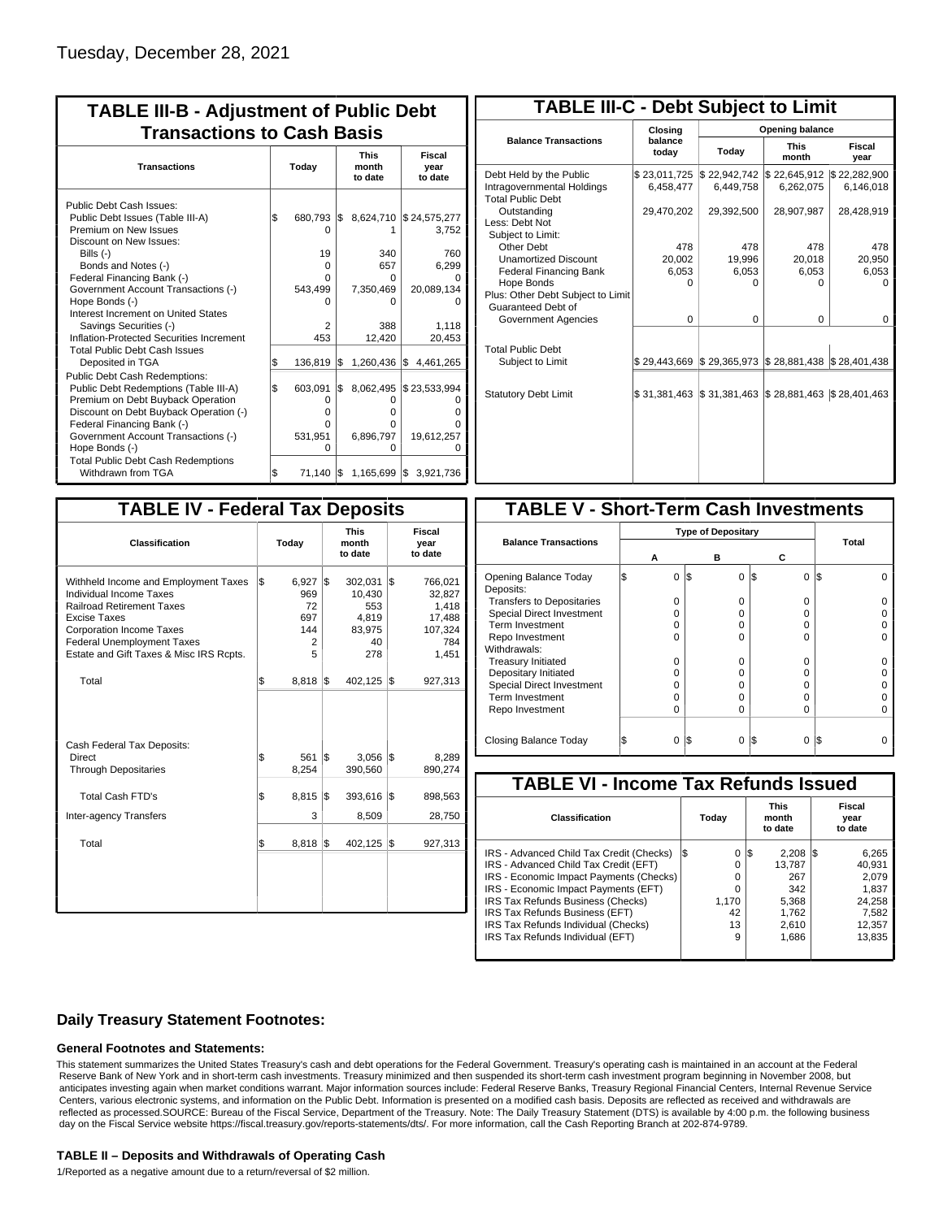Tuesday, December 28, 2021

## TABLE III-B - Adjustment of Public Debt Transactions to Cash Basis

| Transactions | Today | This month to date | Fiscal year to date |
|---|---|---|---|
| Public Debt Cash Issues: | | | |
| Public Debt Issues (Table III-A) | $ 680,793 | $ 8,624,710 | $ 24,575,277 |
| Premium on New Issues | 0 | 1 | 3,752 |
| Discount on New Issues: | | | |
| Bills (-) | 19 | 340 | 760 |
| Bonds and Notes (-) | 0 | 657 | 6,299 |
| Federal Financing Bank (-) | 0 | 0 | 0 |
| Government Account Transactions (-) | 543,499 | 7,350,469 | 20,089,134 |
| Hope Bonds (-) | 0 | 0 | 0 |
| Interest Increment on United States Savings Securities (-) | 2 | 388 | 1,118 |
| Inflation-Protected Securities Increment | 453 | 12,420 | 20,453 |
| Total Public Debt Cash Issues Deposited in TGA | $ 136,819 | $ 1,260,436 | $ 4,461,265 |
| Public Debt Cash Redemptions: | | | |
| Public Debt Redemptions (Table III-A) | $ 603,091 | $ 8,062,495 | $ 23,533,994 |
| Premium on Debt Buyback Operation | 0 | 0 | 0 |
| Discount on Debt Buyback Operation (-) | 0 | 0 | 0 |
| Federal Financing Bank (-) | 0 | 0 | 0 |
| Government Account Transactions (-) | 531,951 | 6,896,797 | 19,612,257 |
| Hope Bonds (-) | 0 | 0 | 0 |
| Total Public Debt Cash Redemptions Withdrawn from TGA | $ 71,140 | $ 1,165,699 | $ 3,921,736 |

## TABLE III-C - Debt Subject to Limit

| Balance Transactions | Closing balance today | Opening balance Today | Opening balance This month | Opening balance Fiscal year |
|---|---|---|---|---|
| Debt Held by the Public | $ 23,011,725 | $ 22,942,742 | $ 22,645,912 | $ 22,282,900 |
| Intragovernmental Holdings | 6,458,477 | 6,449,758 | 6,262,075 | 6,146,018 |
| Total Public Debt Outstanding | 29,470,202 | 29,392,500 | 28,907,987 | 28,428,919 |
| Less: Debt Not Subject to Limit: | | | | |
| Other Debt | 478 | 478 | 478 | 478 |
| Unamortized Discount | 20,002 | 19,996 | 20,018 | 20,950 |
| Federal Financing Bank | 6,053 | 6,053 | 6,053 | 6,053 |
| Hope Bonds | 0 | 0 | 0 | 0 |
| Plus: Other Debt Subject to Limit Guaranteed Debt of Government Agencies | 0 | 0 | 0 | 0 |
| Total Public Debt Subject to Limit | $ 29,443,669 | $ 29,365,973 | $ 28,881,438 | $ 28,401,438 |
| Statutory Debt Limit | $ 31,381,463 | $ 31,381,463 | $ 28,881,463 | $ 28,401,463 |

## TABLE IV - Federal Tax Deposits

| Classification | Today | This month to date | Fiscal year to date |
|---|---|---|---|
| Withheld Income and Employment Taxes | $ 6,927 | $ 302,031 | $ 766,021 |
| Individual Income Taxes | 969 | 10,430 | 32,827 |
| Railroad Retirement Taxes | 72 | 553 | 1,418 |
| Excise Taxes | 697 | 4,819 | 17,488 |
| Corporation Income Taxes | 144 | 83,975 | 107,324 |
| Federal Unemployment Taxes | 2 | 40 | 784 |
| Estate and Gift Taxes & Misc IRS Rcpts. | 5 | 278 | 1,451 |
| Total | $ 8,818 | $ 402,125 | $ 927,313 |
| Cash Federal Tax Deposits: | | | |
| Direct | $ 561 | $ 3,056 | $ 8,289 |
| Through Depositaries | 8,254 | 390,560 | 890,274 |
| Total Cash FTD's | $ 8,815 | $ 393,616 | $ 898,563 |
| Inter-agency Transfers | 3 | 8,509 | 28,750 |
| Total | $ 8,818 | $ 402,125 | $ 927,313 |

## TABLE V - Short-Term Cash Investments

| Balance Transactions | Type of Depositary A | B | C | Total |
|---|---|---|---|---|
| Opening Balance Today | $ 0 | $ 0 | $ 0 | $ 0 |
| Deposits: | | | | |
| Transfers to Depositaries | 0 | 0 | 0 | 0 |
| Special Direct Investment | 0 | 0 | 0 | 0 |
| Term Investment | 0 | 0 | 0 | 0 |
| Repo Investment | 0 | 0 | 0 | 0 |
| Withdrawals: | | | | |
| Treasury Initiated | 0 | 0 | 0 | 0 |
| Depositary Initiated | 0 | 0 | 0 | 0 |
| Special Direct Investment | 0 | 0 | 0 | 0 |
| Term Investment | 0 | 0 | 0 | 0 |
| Repo Investment | 0 | 0 | 0 | 0 |
| Closing Balance Today | $ 0 | $ 0 | $ 0 | $ 0 |

## TABLE VI - Income Tax Refunds Issued

| Classification | Today | This month to date | Fiscal year to date |
|---|---|---|---|
| IRS - Advanced Child Tax Credit (Checks) | $ 0 | $ 2,208 | $ 6,265 |
| IRS - Advanced Child Tax Credit (EFT) | 0 | 13,787 | 40,931 |
| IRS - Economic Impact Payments (Checks) | 0 | 267 | 2,079 |
| IRS - Economic Impact Payments (EFT) | 0 | 342 | 1,837 |
| IRS Tax Refunds Business (Checks) | 1,170 | 5,368 | 24,258 |
| IRS Tax Refunds Business (EFT) | 42 | 1,762 | 7,582 |
| IRS Tax Refunds Individual (Checks) | 13 | 2,610 | 12,357 |
| IRS Tax Refunds Individual (EFT) | 9 | 1,686 | 13,835 |

### Daily Treasury Statement Footnotes:

#### General Footnotes and Statements:

This statement summarizes the United States Treasury's cash and debt operations for the Federal Government. Treasury's operating cash is maintained in an account at the Federal Reserve Bank of New York and in short-term cash investments. Treasury minimized and then suspended its short-term cash investment program beginning in November 2008, but anticipates investing again when market conditions warrant. Major information sources include: Federal Reserve Banks, Treasury Regional Financial Centers, Internal Revenue Service Centers, various electronic systems, and information on the Public Debt. Information is presented on a modified cash basis. Deposits are reflected as received and withdrawals are reflected as processed.SOURCE: Bureau of the Fiscal Service, Department of the Treasury. Note: The Daily Treasury Statement (DTS) is available by 4:00 p.m. the following business day on the Fiscal Service website https://fiscal.treasury.gov/reports-statements/dts/. For more information, call the Cash Reporting Branch at 202-874-9789.

#### TABLE II – Deposits and Withdrawals of Operating Cash

1/Reported as a negative amount due to a return/reversal of $2 million.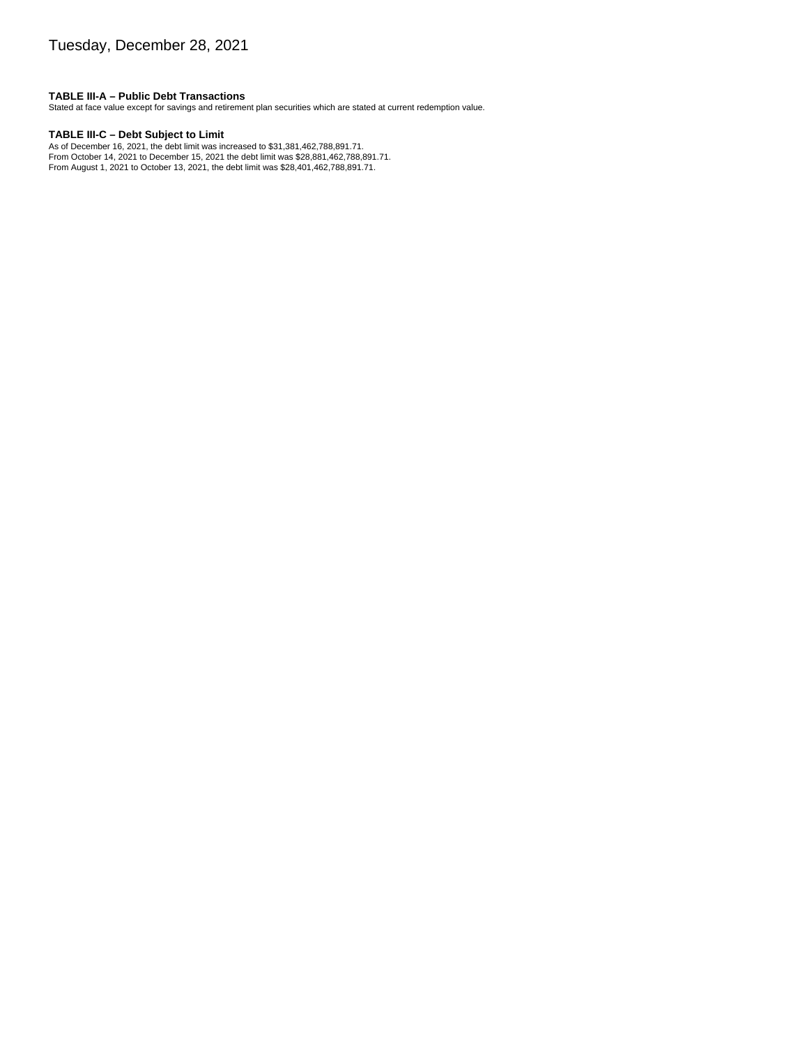Tuesday, December 28, 2021

**TABLE III-A – Public Debt Transactions**

Stated at face value except for savings and retirement plan securities which are stated at current redemption value.

**TABLE III-C – Debt Subject to Limit**

As of December 16, 2021, the debt limit was increased to $31,381,462,788,891.71.
From October 14, 2021 to December 15, 2021 the debt limit was $28,881,462,788,891.71.
From August 1, 2021 to October 13, 2021, the debt limit was $28,401,462,788,891.71.